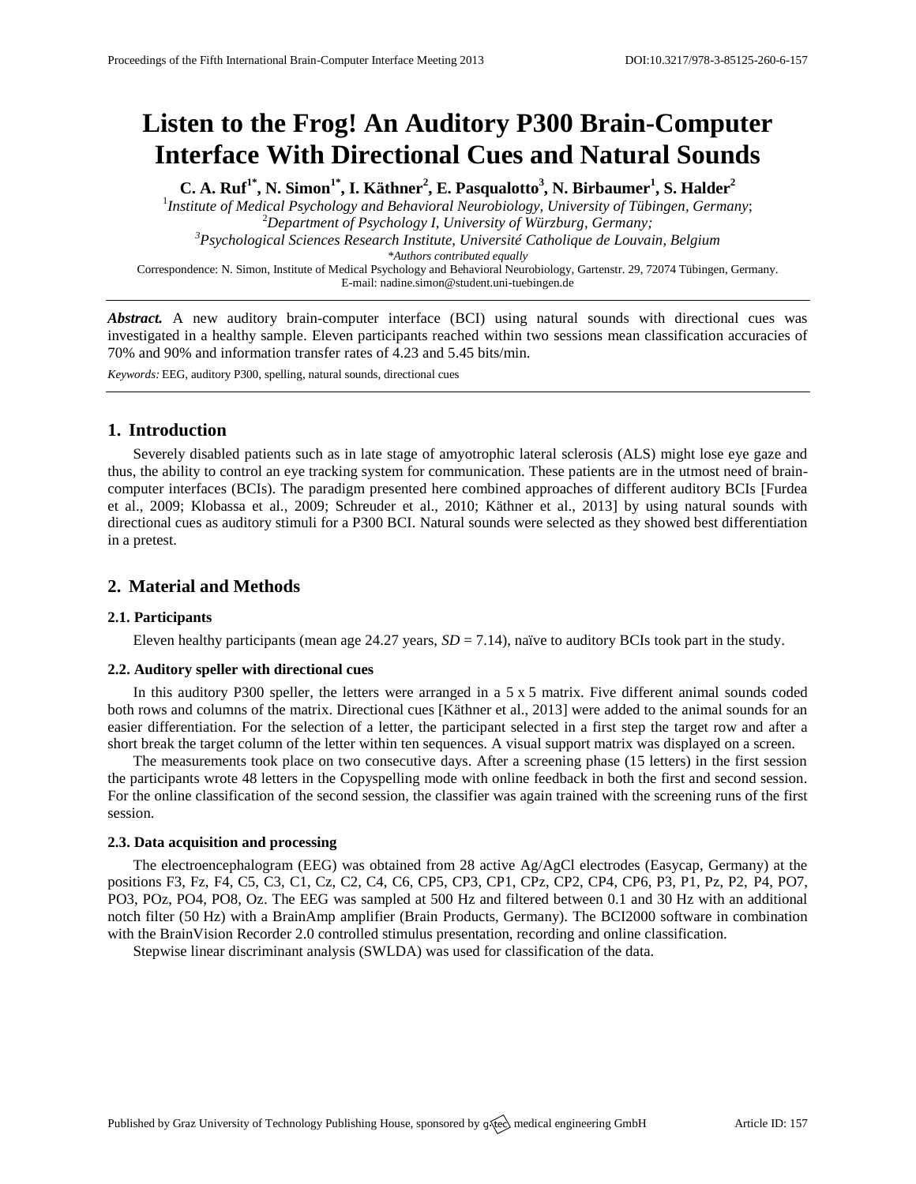# Listen to the Frog! An Auditory P300 Brain-Computer Interface With Directional Cues and Natural Sounds

**C. A. Ruf[1*], N. Simon[1*], I. Käthner[2], E. Pasqualotto[3], N. Birbaumer[1], S. Halder[2]**

[1]*Institute of Medical Psychology and Behavioral Neurobiology, University of Tübingen, Germany*;
[2]*Department of Psychology I, University of Würzburg, Germany;*
[3]*Psychological Sciences Research Institute, Université Catholique de Louvain, Belgium*
*\*Authors contributed equally*

Correspondence: N. Simon, Institute of Medical Psychology and Behavioral Neurobiology, Gartenstr. 29, 72074 Tübingen, Germany.
E-mail: nadine.simon@student.uni-tuebingen.de

***Abstract.*** A new auditory brain-computer interface (BCI) using natural sounds with directional cues was investigated in a healthy sample. Eleven participants reached within two sessions mean classification accuracies of 70% and 90% and information transfer rates of 4.23 and 5.45 bits/min.

*Keywords:* EEG, auditory P300, spelling, natural sounds, directional cues

## 1. Introduction

Severely disabled patients such as in late stage of amyotrophic lateral sclerosis (ALS) might lose eye gaze and thus, the ability to control an eye tracking system for communication. These patients are in the utmost need of brain-computer interfaces (BCIs). The paradigm presented here combined approaches of different auditory BCIs [Furdea et al., 2009; Klobassa et al., 2009; Schreuder et al., 2010; Käthner et al., 2013] by using natural sounds with directional cues as auditory stimuli for a P300 BCI. Natural sounds were selected as they showed best differentiation in a pretest.

## 2. Material and Methods

### 2.1. Participants

Eleven healthy participants (mean age 24.27 years, *SD* = 7.14), naïve to auditory BCIs took part in the study.

### 2.2. Auditory speller with directional cues

In this auditory P300 speller, the letters were arranged in a 5 x 5 matrix. Five different animal sounds coded both rows and columns of the matrix. Directional cues [Käthner et al., 2013] were added to the animal sounds for an easier differentiation. For the selection of a letter, the participant selected in a first step the target row and after a short break the target column of the letter within ten sequences. A visual support matrix was displayed on a screen.

The measurements took place on two consecutive days. After a screening phase (15 letters) in the first session the participants wrote 48 letters in the Copyspelling mode with online feedback in both the first and second session. For the online classification of the second session, the classifier was again trained with the screening runs of the first session.

### 2.3. Data acquisition and processing

The electroencephalogram (EEG) was obtained from 28 active Ag/AgCl electrodes (Easycap, Germany) at the positions F3, Fz, F4, C5, C3, C1, Cz, C2, C4, C6, CP5, CP3, CP1, CPz, CP2, CP4, CP6, P3, P1, Pz, P2, P4, PO7, PO3, POz, PO4, PO8, Oz. The EEG was sampled at 500 Hz and filtered between 0.1 and 30 Hz with an additional notch filter (50 Hz) with a BrainAmp amplifier (Brain Products, Germany). The BCI2000 software in combination with the BrainVision Recorder 2.0 controlled stimulus presentation, recording and online classification.

Stepwise linear discriminant analysis (SWLDA) was used for classification of the data.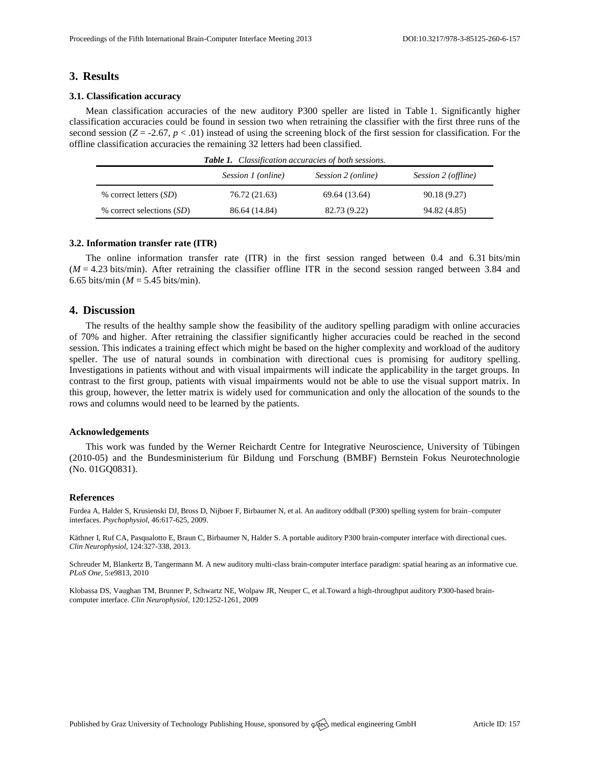## 3. Results

### 3.1. Classification accuracy

Mean classification accuracies of the new auditory P300 speller are listed in Table 1. Significantly higher classification accuracies could be found in session two when retraining the classifier with the first three runs of the second session ($Z = -2.67$, $p < .01$) instead of using the screening block of the first session for classification. For the offline classification accuracies the remaining 32 letters had been classified.

***Table 1.*** *Classification accuracies of both sessions.*

| | *Session 1 (online)* | *Session 2 (online)* | *Session 2 (offline)* |
|---|---|---|---|
| % correct letters (*SD*) | 76.72 (21.63) | 69.64 (13.64) | 90.18 (9.27) |
| % correct selections (*SD*) | 86.64 (14.84) | 82.73 (9.22) | 94.82 (4.85) |

### 3.2. Information transfer rate (ITR)

The online information transfer rate (ITR) in the first session ranged between 0.4 and 6.31 bits/min ($M = 4.23$ bits/min). After retraining the classifier offline ITR in the second session ranged between 3.84 and 6.65 bits/min ($M = 5.45$ bits/min).

## 4. Discussion

The results of the healthy sample show the feasibility of the auditory spelling paradigm with online accuracies of 70% and higher. After retraining the classifier significantly higher accuracies could be reached in the second session. This indicates a training effect which might be based on the higher complexity and workload of the auditory speller. The use of natural sounds in combination with directional cues is promising for auditory spelling. Investigations in patients without and with visual impairments will indicate the applicability in the target groups. In contrast to the first group, patients with visual impairments would not be able to use the visual support matrix. In this group, however, the letter matrix is widely used for communication and only the allocation of the sounds to the rows and columns would need to be learned by the patients.

### Acknowledgements

This work was funded by the Werner Reichardt Centre for Integrative Neuroscience, University of Tübingen (2010-05) and the Bundesministerium für Bildung und Forschung (BMBF) Bernstein Fokus Neurotechnologie (No. 01GQ0831).

### References

Furdea A, Halder S, Krusienski DJ, Bross D, Nijboer F, Birbaumer N, et al. An auditory oddball (P300) spelling system for brain–computer interfaces. *Psychophysiol*, 46:617-625, 2009.

Käthner I, Ruf CA, Pasqualotto E, Braun C, Birbaumer N, Halder S. A portable auditory P300 brain-computer interface with directional cues. *Clin Neurophysiol*, 124:327-338, 2013.

Schreuder M, Blankertz B, Tangermann M. A new auditory multi-class brain-computer interface paradigm: spatial hearing as an informative cue. *PLoS One*, 5:e9813, 2010

Klobassa DS, Vaughan TM, Brunner P, Schwartz NE, Wolpaw JR, Neuper C, et al.Toward a high-throughput auditory P300-based brain-computer interface. *Clin Neurophysiol*, 120:1252-1261, 2009